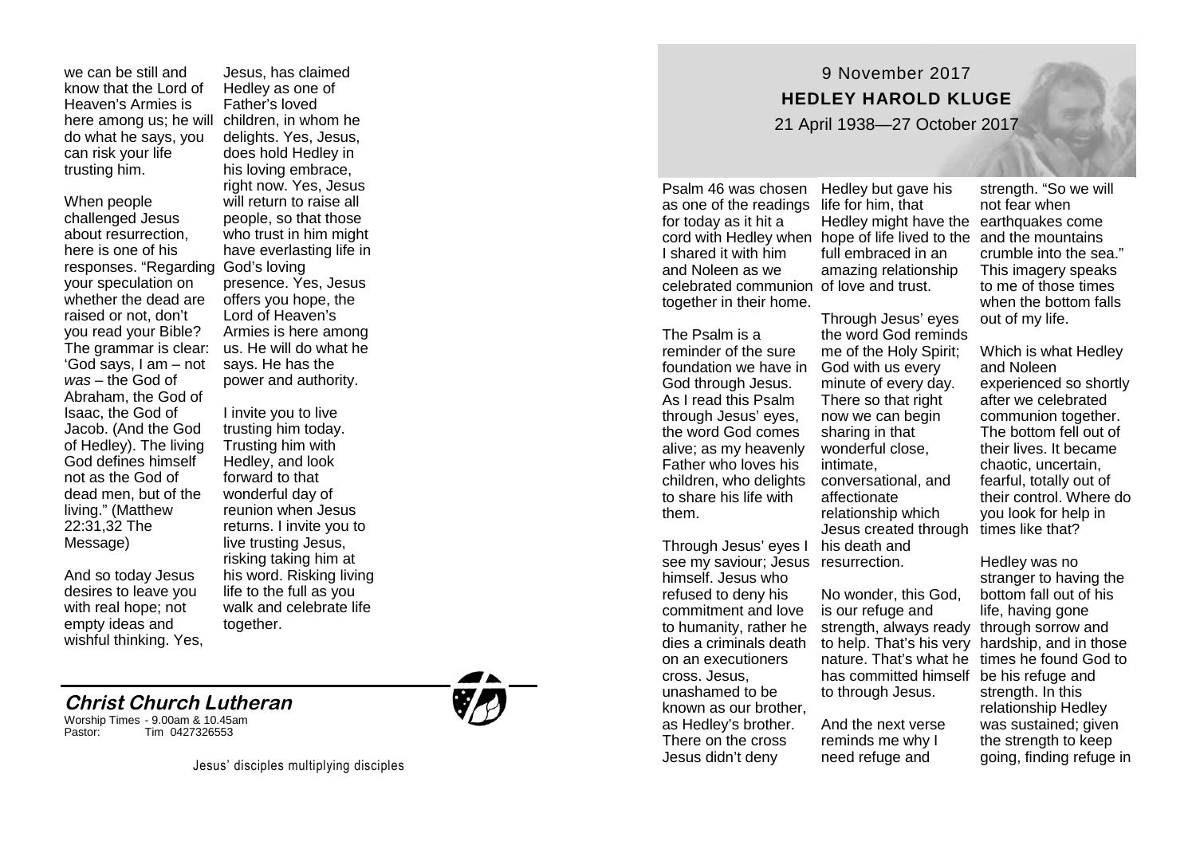# 9 November 2017

## HEDLEY HAROLD KLUGE

21 April 1938—27 October 2017

Psalm 46 was chosen as one of the readings for today as it hit a cord with Hedley when I shared it with him and Noleen as we celebrated communion together in their home.

The Psalm is a reminder of the sure foundation we have in God through Jesus. As I read this Psalm through Jesus' eyes, the word God comes alive; as my heavenly Father who loves his children, who delights to share his life with them.

Through Jesus' eyes I see my saviour; Jesus himself. Jesus who refused to deny his commitment and love to humanity, rather he dies a criminals death on an executioners cross. Jesus, unashamed to be known as our brother, as Hedley's brother. There on the cross Jesus didn't deny Hedley but gave his life for him, that Hedley might have the hope of life lived to the full embraced in an amazing relationship of love and trust.

Through Jesus' eyes the word God reminds me of the Holy Spirit; God with us every minute of every day. There so that right now we can begin sharing in that wonderful close, intimate, conversational, and affectionate relationship which Jesus created through his death and resurrection.

No wonder, this God, is our refuge and strength, always ready to help. That's his very nature. That's what he has committed himself to through Jesus.

And the next verse reminds me why I need refuge and strength. "So we will not fear when earthquakes come and the mountains crumble into the sea." This imagery speaks to me of those times when the bottom falls out of my life.

Which is what Hedley and Noleen experienced so shortly after we celebrated communion together. The bottom fell out of their lives. It became chaotic, uncertain, fearful, totally out of their control. Where do you look for help in times like that?

Hedley was no stranger to having the bottom fall out of his life, having gone through sorrow and hardship, and in those times he found God to be his refuge and strength. In this relationship Hedley was sustained; given the strength to keep going, finding refuge in

we can be still and know that the Lord of Heaven's Armies is here among us; he will do what he says, you can risk your life trusting him.

When people challenged Jesus about resurrection, here is one of his responses. "Regarding your speculation on whether the dead are raised or not, don't you read your Bible? The grammar is clear: 'God says, I am – not *was* – the God of Abraham, the God of Isaac, the God of Jacob. (And the God of Hedley). The living God defines himself not as the God of dead men, but of the living." (Matthew 22:31,32 The Message)

And so today Jesus desires to leave you with real hope; not empty ideas and wishful thinking. Yes, Jesus, has claimed Hedley as one of Father's loved children, in whom he delights. Yes, Jesus, does hold Hedley in his loving embrace, right now. Yes, Jesus will return to raise all people, so that those who trust in him might have everlasting life in God's loving presence. Yes, Jesus offers you hope, the Lord of Heaven's Armies is here among us. He will do what he says. He has the power and authority.

I invite you to live trusting him today. Trusting him with Hedley, and look forward to that wonderful day of reunion when Jesus returns. I invite you to live trusting Jesus, risking taking him at his word. Risking living life to the full as you walk and celebrate life together.

**Christ Church Lutheran**

Worship Times - 9.00am & 10.45am
Pastor: Tim 0427326553

Jesus' disciples multiplying disciples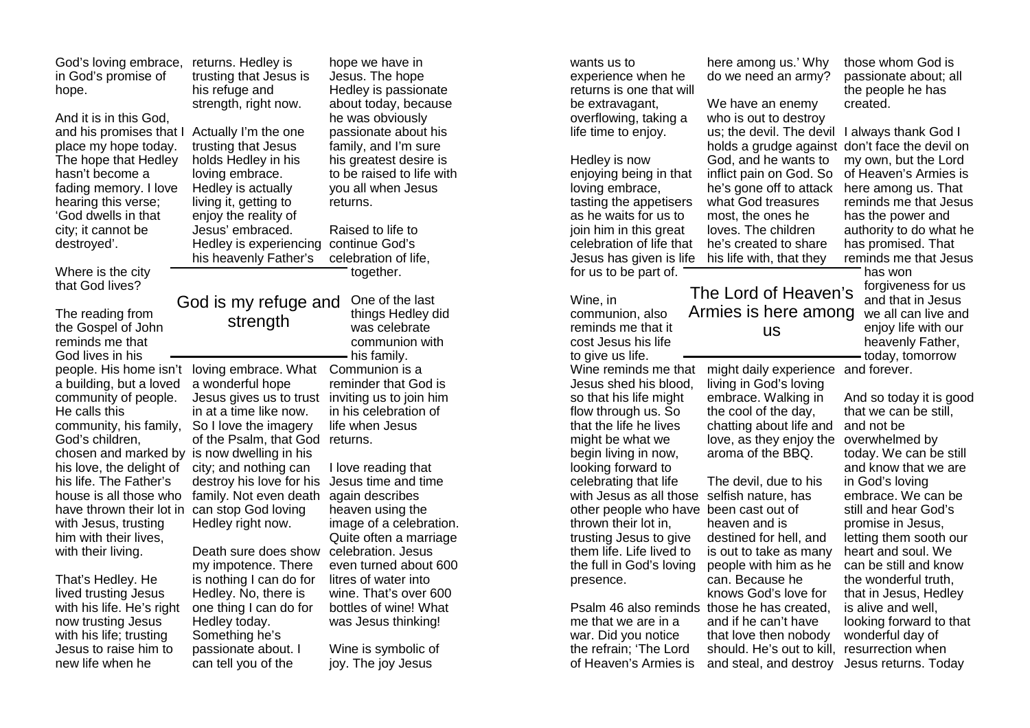God's loving embrace, in God's promise of hope.

And it is in this God, and his promises that I place my hope today. The hope that Hedley hasn't become a fading memory. I love hearing this verse; 'God dwells in that city; it cannot be destroyed'.

Where is the city that God lives?

The reading from the Gospel of John reminds me that God lives in his people. His home isn't a building, but a loved community of people. He calls this community, his family, God's children, chosen and marked by his love, the delight of his life. The Father's house is all those who have thrown their lot in with Jesus, trusting him with their lives, with their living.

That's Hedley. He lived trusting Jesus with his life. He's right now trusting Jesus with his life; trusting Jesus to raise him to new life when he returns. Hedley is trusting that Jesus is his refuge and strength, right now.

Actually I'm the one trusting that Jesus holds Hedley in his loving embrace. Hedley is actually living it, getting to enjoy the reality of Jesus' embraced. Hedley is experiencing his heavenly Father's loving embrace. What a wonderful hope Jesus gives us to trust in at a time like now. So I love the imagery of the Psalm, that God is now dwelling in his city; and nothing can destroy his love for his family. Not even death can stop God loving Hedley right now.

## God is my refuge and strength

Death sure does show my impotence. There is nothing I can do for Hedley. No, there is one thing I can do for Hedley today. Something he's passionate about. I can tell you of the hope we have in Jesus. The hope Hedley is passionate about today, because he was obviously passionate about his family, and I'm sure his greatest desire is to be raised to life with you all when Jesus returns.

Raised to life to continue God's celebration of life, together.

One of the last things Hedley did was celebrate communion with his family. Communion is a reminder that God is inviting us to join him in his celebration of life when Jesus returns.

I love reading that Jesus time and time again describes heaven using the image of a celebration. Quite often a marriage celebration. Jesus even turned about 600 litres of water into wine. That's over 600 bottles of wine! What was Jesus thinking!

Wine is symbolic of joy. The joy Jesus wants us to experience when he returns is one that will be extravagant, overflowing, taking a life time to enjoy.

Hedley is now enjoying being in that loving embrace, tasting the appetisers as he waits for us to join him in this great celebration of life that Jesus has given is life for us to be part of.

Wine, in communion, also reminds me that it cost Jesus his life to give us life. Wine reminds me that Jesus shed his blood, so that his life might flow through us. So that the life he lives might be what we begin living in now, looking forward to celebrating that life with Jesus as all those other people who have thrown their lot in, trusting Jesus to give them life. Life lived to the full in God's loving presence.

Psalm 46 also reminds me that we are in a war. Did you notice the refrain; 'The Lord of Heaven's Armies is here among us.' Why do we need an army?

We have an enemy who is out to destroy us; the devil. The devil holds a grudge against God, and he wants to inflict pain on God. So he's gone off to attack what God treasures most, the ones he loves. The children he's created to share his life with, that they might daily experience living in God's loving embrace. Walking in the cool of the day, chatting about life and love, as they enjoy the aroma of the BBQ.

## The Lord of Heaven's Armies is here among us

The devil, due to his selfish nature, has been cast out of heaven and is destined for hell, and is out to take as many people with him as he can. Because he knows God's love for those he has created, and if he can't have that love then nobody should. He's out to kill, and steal, and destroy those whom God is passionate about; all the people he has created.

I always thank God I don't face the devil on my own, but the Lord of Heaven's Armies is here among us. That reminds me that Jesus has the power and authority to do what he has promised. That reminds me that Jesus has won forgiveness for us and that in Jesus we all can live and enjoy life with our heavenly Father, today, tomorrow and forever.

And so today it is good that we can be still, and not be overwhelmed by today. We can be still and know that we are in God's loving embrace. We can be still and hear God's promise in Jesus, letting them sooth our heart and soul. We can be still and know the wonderful truth, that in Jesus, Hedley is alive and well, looking forward to that wonderful day of resurrection when Jesus returns. Today